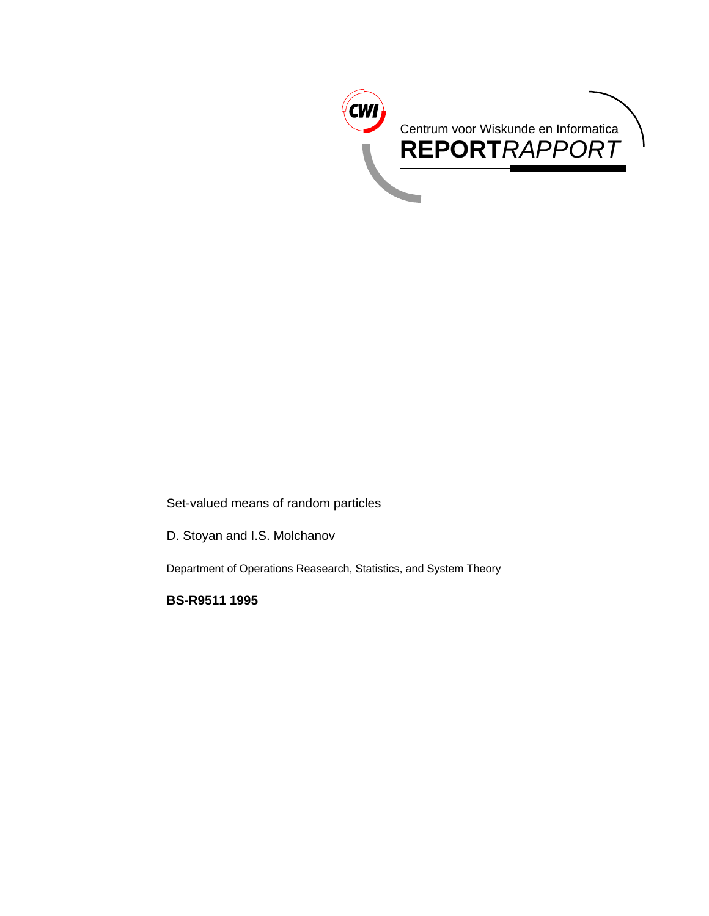Centrum voor Wiskunde en Informatica

**REPORT***RAPPORT*

Set-valued means of random particles

D. Stoyan and I.S. Molchanov

Department of Operations Reasearch, Statistics, and System Theory

**BS-R9511 1995**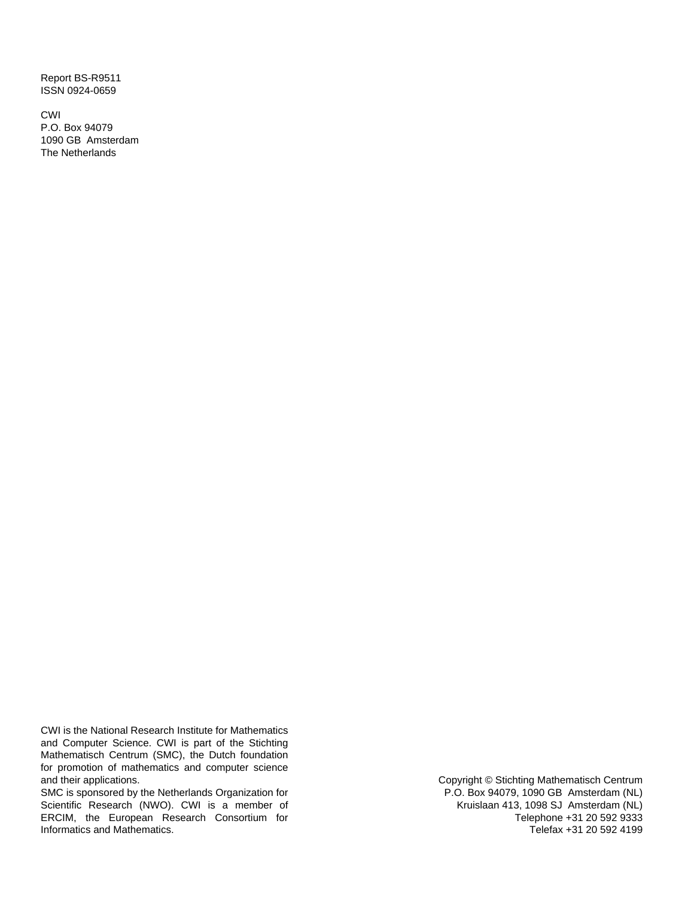Report BS-R9511
ISSN 0924-0659

CWI
P.O. Box 94079
1090 GB  Amsterdam
The Netherlands

CWI is the National Research Institute for Mathematics and Computer Science. CWI is part of the Stichting Mathematisch Centrum (SMC), the Dutch foundation for promotion of mathematics and computer science and their applications.
SMC is sponsored by the Netherlands Organization for Scientific Research (NWO). CWI is a member of ERCIM, the European Research Consortium for Informatics and Mathematics.

Copyright © Stichting Mathematisch Centrum
P.O. Box 94079, 1090 GB  Amsterdam (NL)
Kruislaan 413, 1098 SJ  Amsterdam (NL)
Telephone +31 20 592 9333
Telefax +31 20 592 4199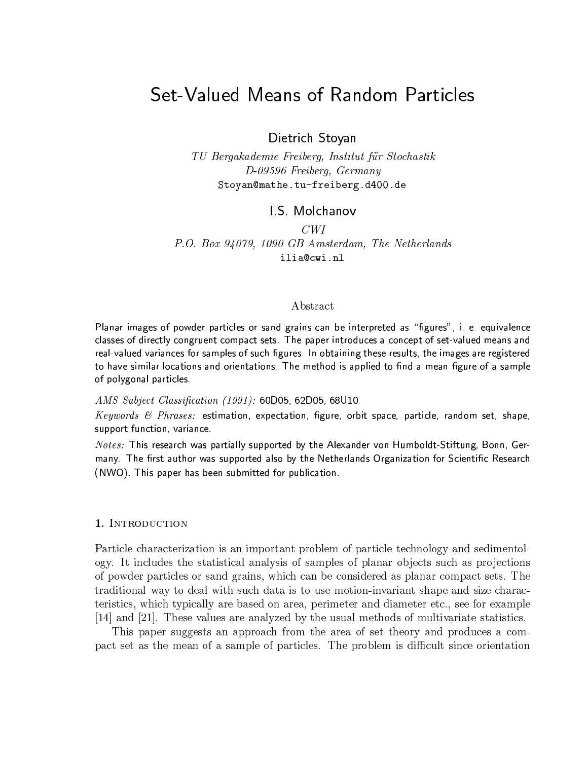# Set-Valued Means of Random Particles

Dietrich Stoyan

*TU Bergakademie Freiberg, Institut für Stochastik*
*D-09596 Freiberg, Germany*
Stoyan@mathe.tu-freiberg.d400.de

I.S. Molchanov

*CWI*
*P.O. Box 94079, 1090 GB Amsterdam, The Netherlands*
ilia@cwi.nl

### Abstract

Planar images of powder particles or sand grains can be interpreted as "figures", i. e. equivalence classes of directly congruent compact sets. The paper introduces a concept of set-valued means and real-valued variances for samples of such figures. In obtaining these results, the images are registered to have similar locations and orientations. The method is applied to find a mean figure of a sample of polygonal particles.

*AMS Subject Classification (1991):* 60D05, 62D05, 68U10.

*Keywords & Phrases:* estimation, expectation, figure, orbit space, particle, random set, shape, support function, variance.

*Notes:* This research was partially supported by the Alexander von Humboldt-Stiftung, Bonn, Germany. The first author was supported also by the Netherlands Organization for Scientific Research (NWO). This paper has been submitted for publication.

## 1. Introduction

Particle characterization is an important problem of particle technology and sedimentology. It includes the statistical analysis of samples of planar objects such as projections of powder particles or sand grains, which can be considered as planar compact sets. The traditional way to deal with such data is to use motion-invariant shape and size characteristics, which typically are based on area, perimeter and diameter etc., see for example [14] and [21]. These values are analyzed by the usual methods of multivariate statistics.

This paper suggests an approach from the area of set theory and produces a compact set as the mean of a sample of particles. The problem is difficult since orientation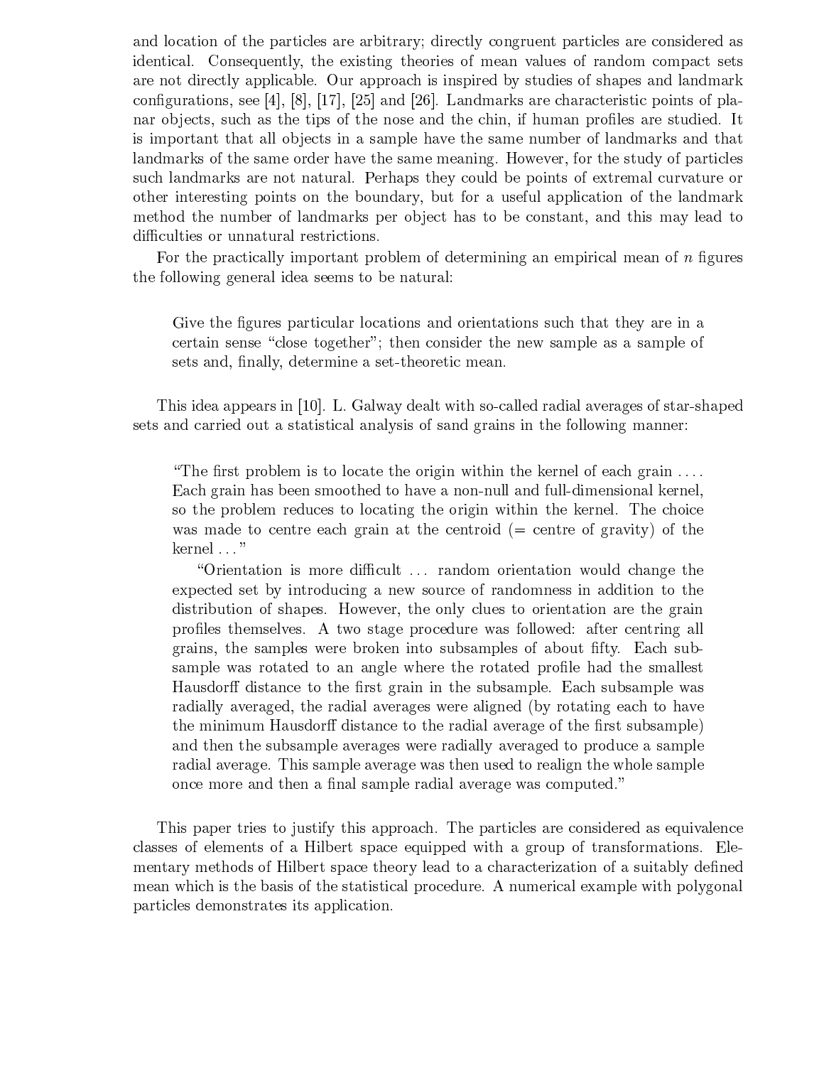and location of the particles are arbitrary; directly congruent particles are considered as identical. Consequently, the existing theories of mean values of random compact sets are not directly applicable. Our approach is inspired by studies of shapes and landmark configurations, see [4], [8], [17], [25] and [26]. Landmarks are characteristic points of planar objects, such as the tips of the nose and the chin, if human profiles are studied. It is important that all objects in a sample have the same number of landmarks and that landmarks of the same order have the same meaning. However, for the study of particles such landmarks are not natural. Perhaps they could be points of extremal curvature or other interesting points on the boundary, but for a useful application of the landmark method the number of landmarks per object has to be constant, and this may lead to difficulties or unnatural restrictions.

For the practically important problem of determining an empirical mean of $n$ figures the following general idea seems to be natural:

> Give the figures particular locations and orientations such that they are in a certain sense "close together"; then consider the new sample as a sample of sets and, finally, determine a set-theoretic mean.

This idea appears in [10]. L. Galway dealt with so-called radial averages of star-shaped sets and carried out a statistical analysis of sand grains in the following manner:

> "The first problem is to locate the origin within the kernel of each grain .... Each grain has been smoothed to have a non-null and full-dimensional kernel, so the problem reduces to locating the origin within the kernel. The choice was made to centre each grain at the centroid (= centre of gravity) of the kernel ..."
>
> "Orientation is more difficult ... random orientation would change the expected set by introducing a new source of randomness in addition to the distribution of shapes. However, the only clues to orientation are the grain profiles themselves. A two stage procedure was followed: after centring all grains, the samples were broken into subsamples of about fifty. Each subsample was rotated to an angle where the rotated profile had the smallest Hausdorff distance to the first grain in the subsample. Each subsample was radially averaged, the radial averages were aligned (by rotating each to have the minimum Hausdorff distance to the radial average of the first subsample) and then the subsample averages were radially averaged to produce a sample radial average. This sample average was then used to realign the whole sample once more and then a final sample radial average was computed."

This paper tries to justify this approach. The particles are considered as equivalence classes of elements of a Hilbert space equipped with a group of transformations. Elementary methods of Hilbert space theory lead to a characterization of a suitably defined mean which is the basis of the statistical procedure. A numerical example with polygonal particles demonstrates its application.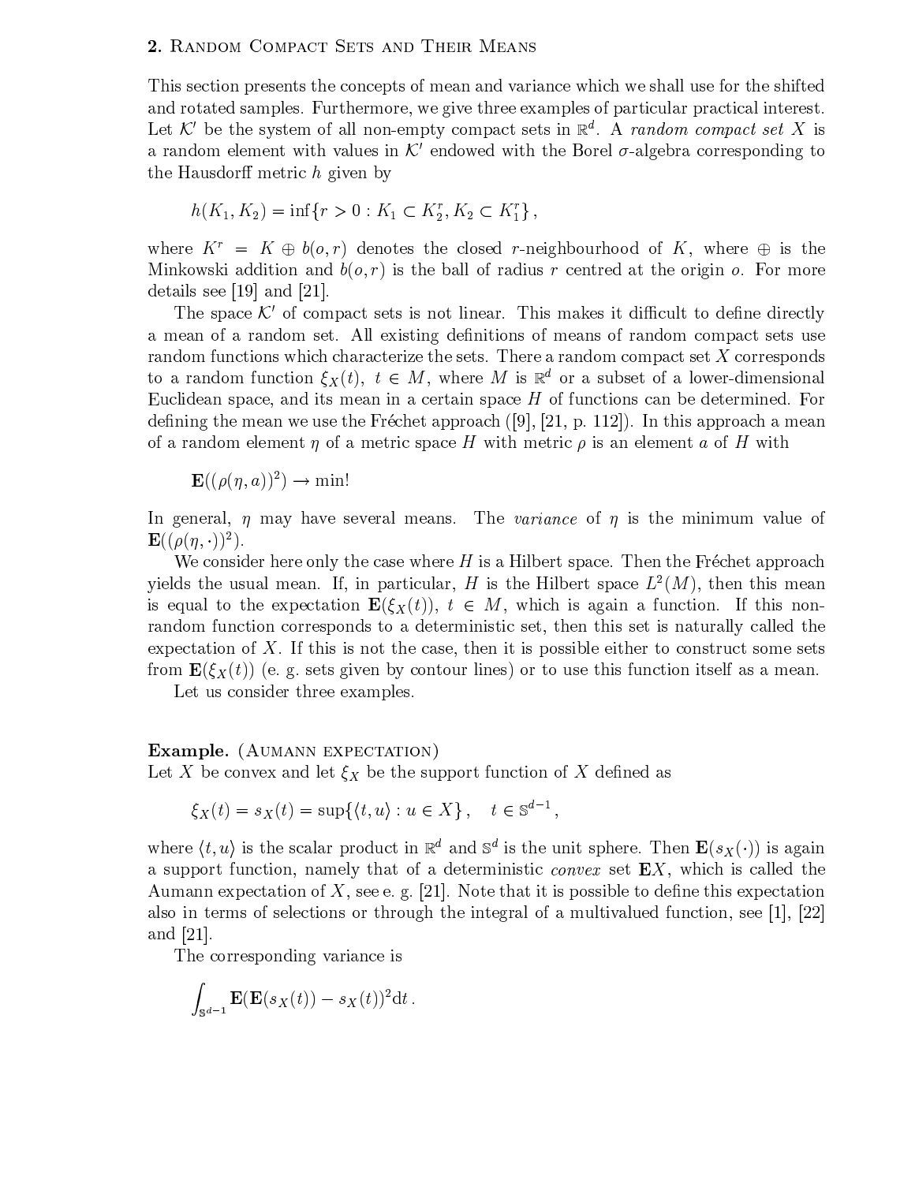## 2. Random Compact Sets and Their Means

This section presents the concepts of mean and variance which we shall use for the shifted and rotated samples. Furthermore, we give three examples of particular practical interest. Let $\mathcal{K}'$ be the system of all non-empty compact sets in $\mathbb{R}^d$. A *random compact set* $X$ is a random element with values in $\mathcal{K}'$ endowed with the Borel $\sigma$-algebra corresponding to the Hausdorff metric $h$ given by

$$h(K_1, K_2) = \inf\{r > 0 : K_1 \subset K_2^r, K_2 \subset K_1^r\},$$

where $K^r = K \oplus b(o, r)$ denotes the closed $r$-neighbourhood of $K$, where $\oplus$ is the Minkowski addition and $b(o, r)$ is the ball of radius $r$ centred at the origin $o$. For more details see [19] and [21].

The space $\mathcal{K}'$ of compact sets is not linear. This makes it difficult to define directly a mean of a random set. All existing definitions of means of random compact sets use random functions which characterize the sets. There a random compact set $X$ corresponds to a random function $\xi_X(t)$, $t \in M$, where $M$ is $\mathbb{R}^d$ or a subset of a lower-dimensional Euclidean space, and its mean in a certain space $H$ of functions can be determined. For defining the mean we use the Fréchet approach ([9], [21, p. 112]). In this approach a mean of a random element $\eta$ of a metric space $H$ with metric $\rho$ is an element $a$ of $H$ with

$$\mathbf{E}((\rho(\eta, a))^2) \rightarrow \min!$$

In general, $\eta$ may have several means. The *variance* of $\eta$ is the minimum value of $\mathbf{E}((\rho(\eta, \cdot))^2)$.

We consider here only the case where $H$ is a Hilbert space. Then the Fréchet approach yields the usual mean. If, in particular, $H$ is the Hilbert space $L^2(M)$, then this mean is equal to the expectation $\mathbf{E}(\xi_X(t))$, $t \in M$, which is again a function. If this non-random function corresponds to a deterministic set, then this set is naturally called the expectation of $X$. If this is not the case, then it is possible either to construct some sets from $\mathbf{E}(\xi_X(t))$ (e. g. sets given by contour lines) or to use this function itself as a mean.

Let us consider three examples.

**Example.** (Aumann expectation)
Let $X$ be convex and let $\xi_X$ be the support function of $X$ defined as

$$\xi_X(t) = s_X(t) = \sup\{\langle t, u\rangle : u \in X\}, \quad t \in \mathbb{S}^{d-1},$$

where $\langle t, u\rangle$ is the scalar product in $\mathbb{R}^d$ and $\mathbb{S}^d$ is the unit sphere. Then $\mathbf{E}(s_X(\cdot))$ is again a support function, namely that of a deterministic *convex* set $\mathbf{E}X$, which is called the Aumann expectation of $X$, see e. g. [21]. Note that it is possible to define this expectation also in terms of selections or through the integral of a multivalued function, see [1], [22] and [21].

The corresponding variance is

$$\int_{\mathbb{S}^{d-1}} \mathbf{E}(\mathbf{E}(s_X(t)) - s_X(t))^2 \mathrm{d}t\,.$$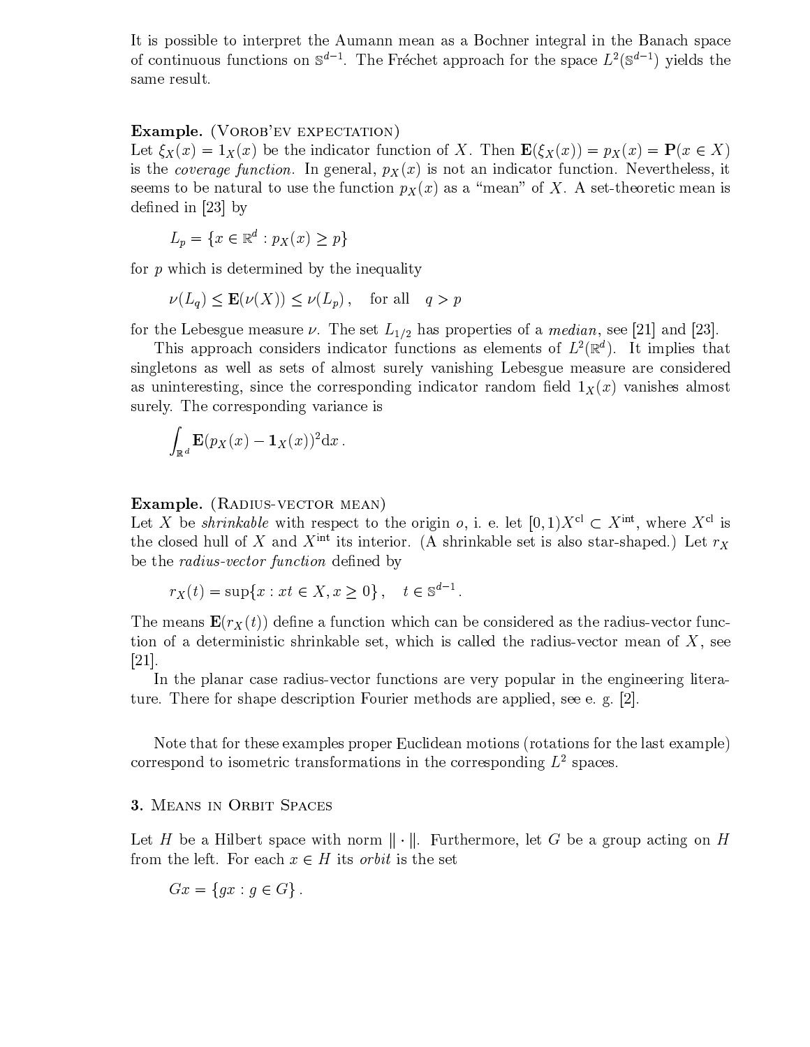It is possible to interpret the Aumann mean as a Bochner integral in the Banach space of continuous functions on $\mathbb{S}^{d-1}$. The Fréchet approach for the space $L^2(\mathbb{S}^{d-1})$ yields the same result.

**Example.** (Vorob'ev expectation)
Let $\xi_X(x) = 1_X(x)$ be the indicator function of $X$. Then $\mathbf{E}(\xi_X(x)) = p_X(x) = \mathbf{P}(x \in X)$ is the *coverage function*. In general, $p_X(x)$ is not an indicator function. Nevertheless, it seems to be natural to use the function $p_X(x)$ as a "mean" of $X$. A set-theoretic mean is defined in [23] by

$$L_p = \{x \in \mathbb{R}^d : p_X(x) \geq p\}$$

for $p$ which is determined by the inequality

$$\nu(L_q) \leq \mathbf{E}(\nu(X)) \leq \nu(L_p)\,, \quad \text{for all} \quad q > p$$

for the Lebesgue measure $\nu$. The set $L_{1/2}$ has properties of a *median*, see [21] and [23].

This approach considers indicator functions as elements of $L^2(\mathbb{R}^d)$. It implies that singletons as well as sets of almost surely vanishing Lebesgue measure are considered as uninteresting, since the corresponding indicator random field $1_X(x)$ vanishes almost surely. The corresponding variance is

$$\int_{\mathbb{R}^d} \mathbf{E}(p_X(x) - \mathbf{1}_X(x))^2 \mathrm{d}x\,.$$

**Example.** (Radius-vector mean)
Let $X$ be *shrinkable* with respect to the origin $o$, i. e. let $[0,1)X^{\mathrm{cl}} \subset X^{\mathrm{int}}$, where $X^{\mathrm{cl}}$ is the closed hull of $X$ and $X^{\mathrm{int}}$ its interior. (A shrinkable set is also star-shaped.) Let $r_X$ be the *radius-vector function* defined by

$$r_X(t) = \sup\{x : xt \in X, x \geq 0\}\,, \quad t \in \mathbb{S}^{d-1}\,.$$

The means $\mathbf{E}(r_X(t))$ define a function which can be considered as the radius-vector function of a deterministic shrinkable set, which is called the radius-vector mean of $X$, see [21].

In the planar case radius-vector functions are very popular in the engineering literature. There for shape description Fourier methods are applied, see e. g. [2].

Note that for these examples proper Euclidean motions (rotations for the last example) correspond to isometric transformations in the corresponding $L^2$ spaces.

## 3. Means in Orbit Spaces

Let $H$ be a Hilbert space with norm $\|\cdot\|$. Furthermore, let $G$ be a group acting on $H$ from the left. For each $x \in H$ its *orbit* is the set

$$Gx = \{gx : g \in G\}\,.$$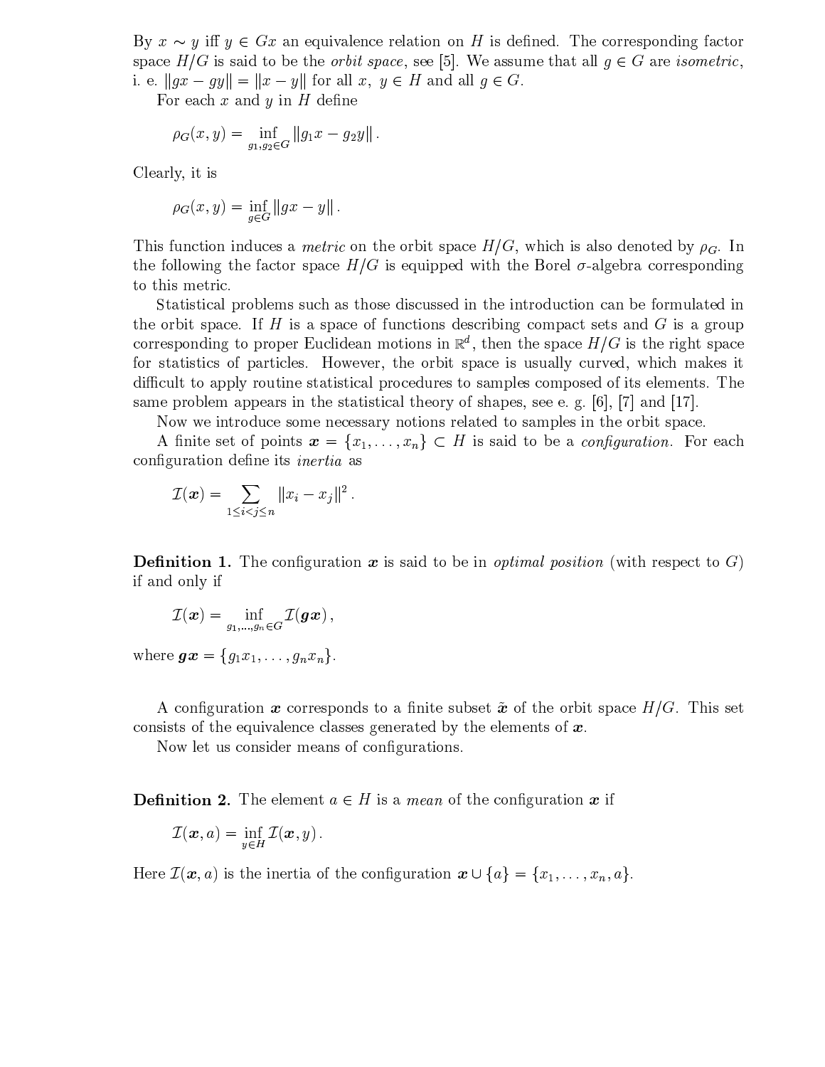By $x \sim y$ iff $y \in Gx$ an equivalence relation on $H$ is defined. The corresponding factor space $H/G$ is said to be the *orbit space*, see [5]. We assume that all $g \in G$ are *isometric*, i. e. $\|gx - gy\| = \|x - y\|$ for all $x,\ y \in H$ and all $g \in G$.

For each $x$ and $y$ in $H$ define

$$\rho_G(x, y) = \inf_{g_1, g_2 \in G} \|g_1 x - g_2 y\| .$$

Clearly, it is

$$\rho_G(x, y) = \inf_{g \in G} \|gx - y\| .$$

This function induces a *metric* on the orbit space $H/G$, which is also denoted by $\rho_G$. In the following the factor space $H/G$ is equipped with the Borel $\sigma$-algebra corresponding to this metric.

Statistical problems such as those discussed in the introduction can be formulated in the orbit space. If $H$ is a space of functions describing compact sets and $G$ is a group corresponding to proper Euclidean motions in $\mathbb{R}^d$, then the space $H/G$ is the right space for statistics of particles. However, the orbit space is usually curved, which makes it difficult to apply routine statistical procedures to samples composed of its elements. The same problem appears in the statistical theory of shapes, see e. g. [6], [7] and [17].

Now we introduce some necessary notions related to samples in the orbit space.

A finite set of points $\boldsymbol{x} = \{x_1, \dots, x_n\} \subset H$ is said to be a *configuration*. For each configuration define its *inertia* as

$$\mathcal{I}(\boldsymbol{x}) = \sum_{1 \le i < j \le n} \|x_i - x_j\|^2 .$$

**Definition 1.** The configuration $\boldsymbol{x}$ is said to be in *optimal position* (with respect to $G$) if and only if

$$\mathcal{I}(\boldsymbol{x}) = \inf_{g_1, \dots, g_n \in G} \mathcal{I}(\boldsymbol{gx}) ,$$

where $\boldsymbol{gx} = \{g_1 x_1, \dots, g_n x_n\}$.

A configuration $\boldsymbol{x}$ corresponds to a finite subset $\tilde{\boldsymbol{x}}$ of the orbit space $H/G$. This set consists of the equivalence classes generated by the elements of $\boldsymbol{x}$.

Now let us consider means of configurations.

**Definition 2.** The element $a \in H$ is a *mean* of the configuration $\boldsymbol{x}$ if

$$\mathcal{I}(\boldsymbol{x}, a) = \inf_{y \in H} \mathcal{I}(\boldsymbol{x}, y) .$$

Here $\mathcal{I}(\boldsymbol{x}, a)$ is the inertia of the configuration $\boldsymbol{x} \cup \{a\} = \{x_1, \dots, x_n, a\}$.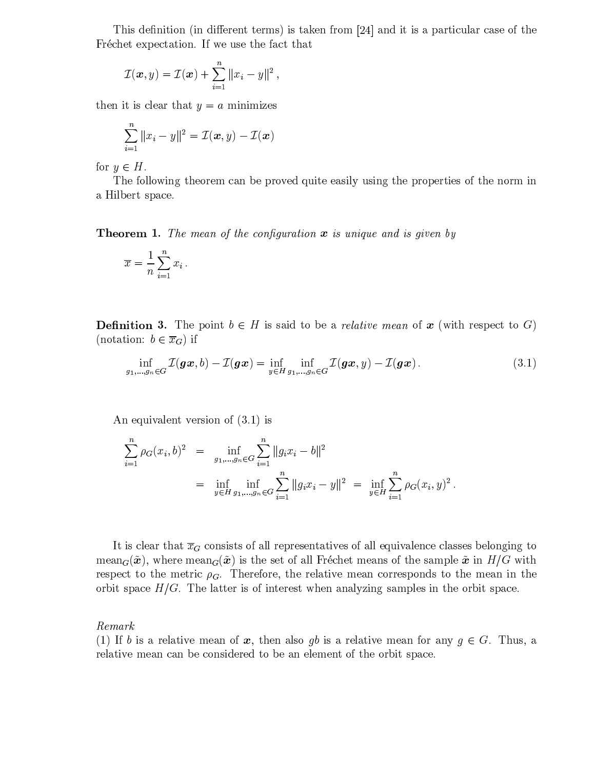This definition (in different terms) is taken from [24] and it is a particular case of the Fréchet expectation. If we use the fact that

$$\mathcal{I}(\boldsymbol{x}, y) = \mathcal{I}(\boldsymbol{x}) + \sum_{i=1}^{n} \|x_i - y\|^2 ,$$

then it is clear that $y = a$ minimizes

$$\sum_{i=1}^{n} \|x_i - y\|^2 = \mathcal{I}(\boldsymbol{x}, y) - \mathcal{I}(\boldsymbol{x})$$

for $y \in H$.

The following theorem can be proved quite easily using the properties of the norm in a Hilbert space.

**Theorem 1.** *The mean of the configuration $\boldsymbol{x}$ is unique and is given by*

$$\overline{x} = \frac{1}{n} \sum_{i=1}^{n} x_i .$$

**Definition 3.** The point $b \in H$ is said to be a *relative mean* of $\boldsymbol{x}$ (with respect to $G$) (notation: $b \in \overline{x}_G$) if

$$\inf_{g_1,\ldots,g_n \in G} \mathcal{I}(\boldsymbol{g x}, b) - \mathcal{I}(\boldsymbol{g x}) = \inf_{y \in H} \inf_{g_1,\ldots,g_n \in G} \mathcal{I}(\boldsymbol{g x}, y) - \mathcal{I}(\boldsymbol{g x}) . \tag{3.1}$$

An equivalent version of (3.1) is

$$\begin{aligned} \sum_{i=1}^{n} \rho_G(x_i, b)^2 &= \inf_{g_1,\ldots,g_n \in G} \sum_{i=1}^{n} \|g_i x_i - b\|^2 \\ &= \inf_{y \in H} \inf_{g_1,\ldots,g_n \in G} \sum_{i=1}^{n} \|g_i x_i - y\|^2 \;=\; \inf_{y \in H} \sum_{i=1}^{n} \rho_G(x_i, y)^2 . \end{aligned}$$

It is clear that $\overline{x}_G$ consists of all representatives of all equivalence classes belonging to $\mathrm{mean}_G(\tilde{\boldsymbol{x}})$, where $\mathrm{mean}_G(\tilde{\boldsymbol{x}})$ is the set of all Fréchet means of the sample $\tilde{\boldsymbol{x}}$ in $H/G$ with respect to the metric $\rho_G$. Therefore, the relative mean corresponds to the mean in the orbit space $H/G$. The latter is of interest when analyzing samples in the orbit space.

*Remark*

(1) If $b$ is a relative mean of $\boldsymbol{x}$, then also $gb$ is a relative mean for any $g \in G$. Thus, a relative mean can be considered to be an element of the orbit space.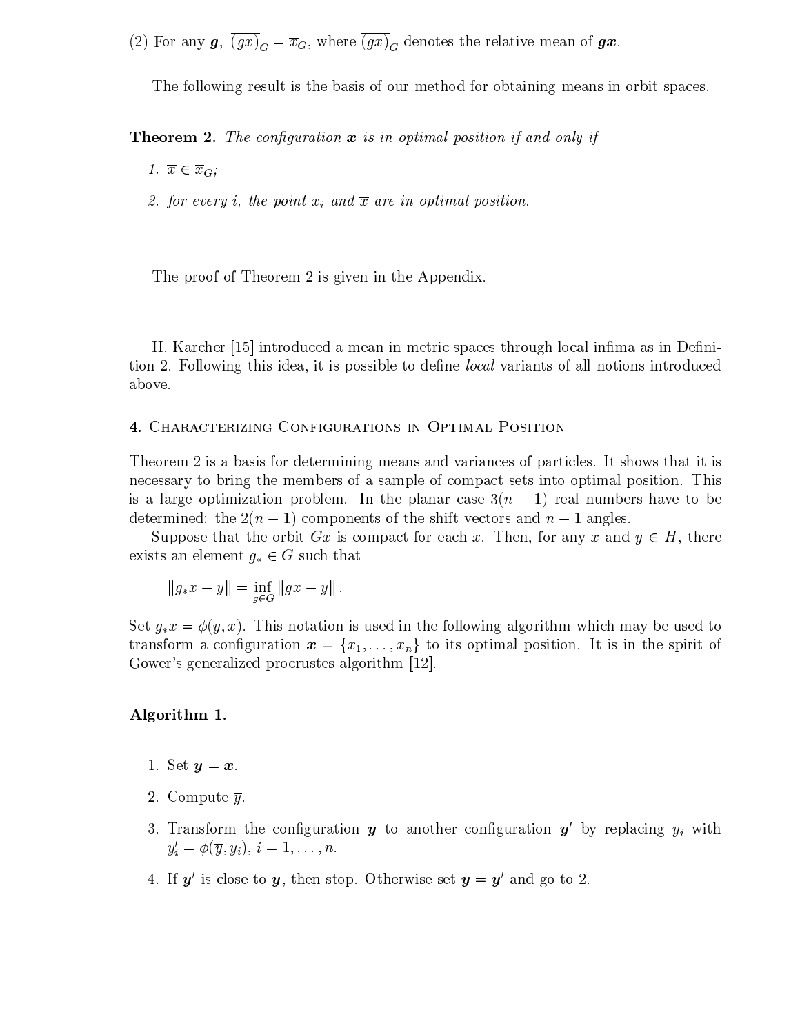(2) For any $\boldsymbol{g}$, $\overline{(gx)}_G = \overline{x}_G$, where $\overline{(gx)}_G$ denotes the relative mean of $\boldsymbol{gx}$.

The following result is the basis of our method for obtaining means in orbit spaces.

**Theorem 2.** *The configuration $\boldsymbol{x}$ is in optimal position if and only if*

1. *$\overline{x} \in \overline{x}_G$;*
2. *for every $i$, the point $x_i$ and $\overline{x}$ are in optimal position.*

The proof of Theorem 2 is given in the Appendix.

H. Karcher [15] introduced a mean in metric spaces through local infima as in Definition 2. Following this idea, it is possible to define *local* variants of all notions introduced above.

## 4. Characterizing Configurations in Optimal Position

Theorem 2 is a basis for determining means and variances of particles. It shows that it is necessary to bring the members of a sample of compact sets into optimal position. This is a large optimization problem. In the planar case $3(n-1)$ real numbers have to be determined: the $2(n-1)$ components of the shift vectors and $n-1$ angles.

Suppose that the orbit $Gx$ is compact for each $x$. Then, for any $x$ and $y \in H$, there exists an element $g_* \in G$ such that

$$\|g_* x - y\| = \inf_{g \in G} \|gx - y\| .$$

Set $g_* x = \phi(y, x)$. This notation is used in the following algorithm which may be used to transform a configuration $\boldsymbol{x} = \{x_1, \ldots, x_n\}$ to its optimal position. It is in the spirit of Gower's generalized procrustes algorithm [12].

**Algorithm 1.**

1. Set $\boldsymbol{y} = \boldsymbol{x}$.
2. Compute $\overline{y}$.
3. Transform the configuration $\boldsymbol{y}$ to another configuration $\boldsymbol{y}'$ by replacing $y_i$ with $y_i' = \phi(\overline{y}, y_i)$, $i = 1, \ldots, n$.
4. If $\boldsymbol{y}'$ is close to $\boldsymbol{y}$, then stop. Otherwise set $\boldsymbol{y} = \boldsymbol{y}'$ and go to 2.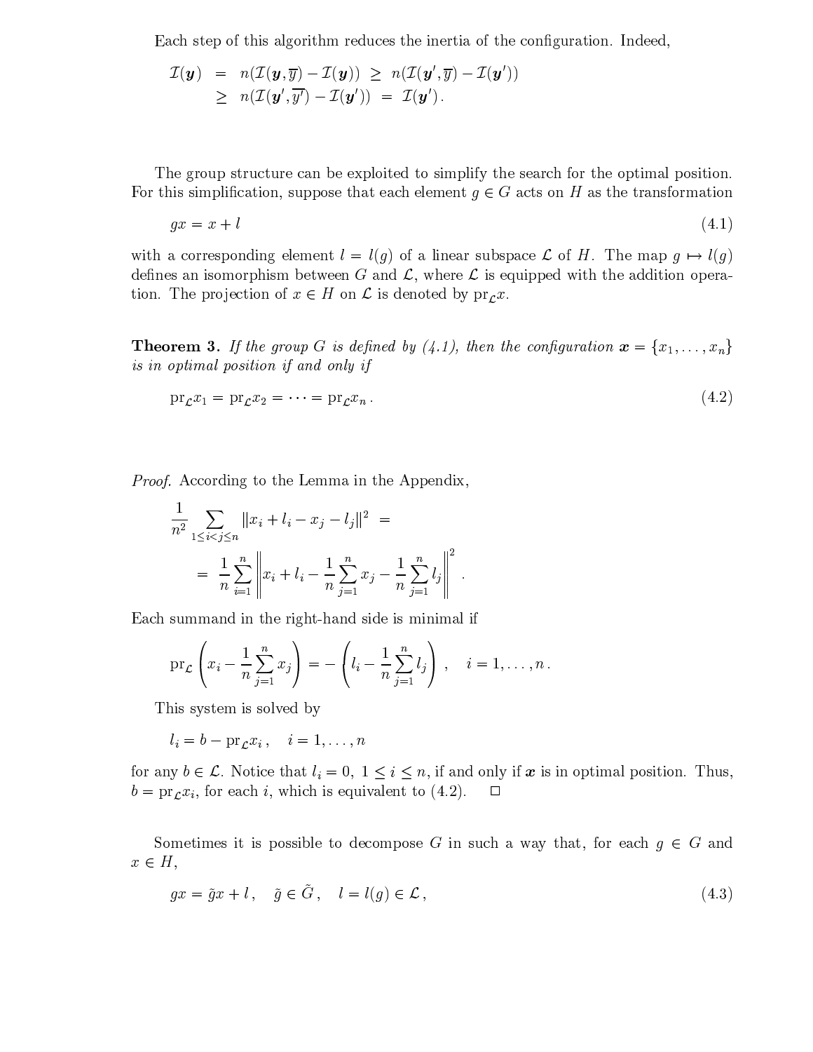Each step of this algorithm reduces the inertia of the configuration. Indeed,

$$
\begin{aligned}
\mathcal{I}(\boldsymbol{y}) &= n(\mathcal{I}(\boldsymbol{y},\overline{y}) - \mathcal{I}(\boldsymbol{y})) \;\geq\; n(\mathcal{I}(\boldsymbol{y}',\overline{y}) - \mathcal{I}(\boldsymbol{y}')) \\
&\geq\; n(\mathcal{I}(\boldsymbol{y}',\overline{y'}) - \mathcal{I}(\boldsymbol{y}')) \;=\; \mathcal{I}(\boldsymbol{y}')\,.
\end{aligned}
$$

The group structure can be exploited to simplify the search for the optimal position. For this simplification, suppose that each element $g \in G$ acts on $H$ as the transformation

$$
gx = x + l \tag{4.1}
$$

with a corresponding element $l = l(g)$ of a linear subspace $\mathcal{L}$ of $H$. The map $g \mapsto l(g)$ defines an isomorphism between $G$ and $\mathcal{L}$, where $\mathcal{L}$ is equipped with the addition operation. The projection of $x \in H$ on $\mathcal{L}$ is denoted by $\mathrm{pr}_{\mathcal{L}} x$.

**Theorem 3.** *If the group $G$ is defined by (4.1), then the configuration $\boldsymbol{x} = \{x_1, \ldots, x_n\}$ is in optimal position if and only if*

$$
\mathrm{pr}_{\mathcal{L}} x_1 = \mathrm{pr}_{\mathcal{L}} x_2 = \cdots = \mathrm{pr}_{\mathcal{L}} x_n\,. \tag{4.2}
$$

*Proof.* According to the Lemma in the Appendix,

$$
\begin{aligned}
&\frac{1}{n^2} \sum_{1 \leq i < j \leq n} \|x_i + l_i - x_j - l_j\|^2 \;= \\
&\quad = \; \frac{1}{n} \sum_{i=1}^{n} \left\| x_i + l_i - \frac{1}{n} \sum_{j=1}^{n} x_j - \frac{1}{n} \sum_{j=1}^{n} l_j \right\|^2 .
\end{aligned}
$$

Each summand in the right-hand side is minimal if

$$
\mathrm{pr}_{\mathcal{L}} \left( x_i - \frac{1}{n} \sum_{j=1}^{n} x_j \right) = - \left( l_i - \frac{1}{n} \sum_{j=1}^{n} l_j \right) , \quad i = 1, \ldots, n\,.
$$

This system is solved by

$$
l_i = b - \mathrm{pr}_{\mathcal{L}} x_i\,, \quad i = 1, \ldots, n
$$

for any $b \in \mathcal{L}$. Notice that $l_i = 0$, $1 \leq i \leq n$, if and only if $\boldsymbol{x}$ is in optimal position. Thus, $b = \mathrm{pr}_{\mathcal{L}} x_i$, for each $i$, which is equivalent to (4.2). $\square$

Sometimes it is possible to decompose $G$ in such a way that, for each $g \in G$ and $x \in H$,

$$
gx = \tilde{g}x + l\,, \quad \tilde{g} \in \tilde{G}\,, \quad l = l(g) \in \mathcal{L}\,, \tag{4.3}
$$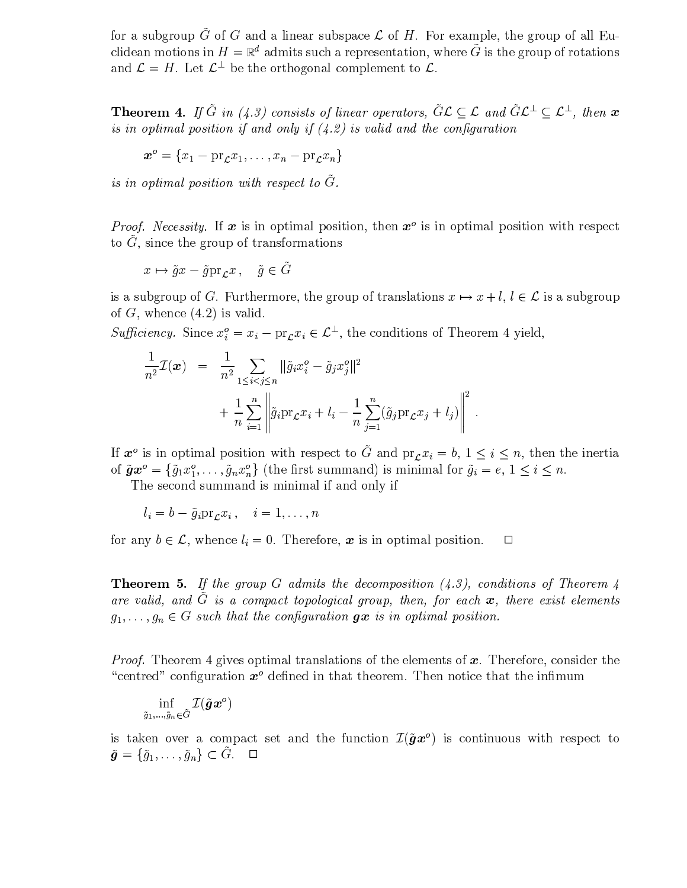for a subgroup $\tilde{G}$ of $G$ and a linear subspace $\mathcal{L}$ of $H$. For example, the group of all Euclidean motions in $H = \mathbb{R}^d$ admits such a representation, where $\tilde{G}$ is the group of rotations and $\mathcal{L} = H$. Let $\mathcal{L}^\perp$ be the orthogonal complement to $\mathcal{L}$.

**Theorem 4.** *If $\tilde{G}$ in (4.3) consists of linear operators, $\tilde{G}\mathcal{L} \subseteq \mathcal{L}$ and $\tilde{G}\mathcal{L}^\perp \subseteq \mathcal{L}^\perp$, then $\boldsymbol{x}$ is in optimal position if and only if (4.2) is valid and the configuration*

$$\boldsymbol{x}^o = \{x_1 - \mathrm{pr}_{\mathcal{L}} x_1, \dots, x_n - \mathrm{pr}_{\mathcal{L}} x_n\}$$

*is in optimal position with respect to $\tilde{G}$.*

*Proof. Necessity.* If $\boldsymbol{x}$ is in optimal position, then $\boldsymbol{x}^o$ is in optimal position with respect to $\tilde{G}$, since the group of transformations

$$x \mapsto \tilde{g}x - \tilde{g}\mathrm{pr}_{\mathcal{L}} x\,, \quad \tilde{g} \in \tilde{G}$$

is a subgroup of $G$. Furthermore, the group of translations $x \mapsto x + l$, $l \in \mathcal{L}$ is a subgroup of $G$, whence (4.2) is valid.

*Sufficiency.* Since $x_i^o = x_i - \mathrm{pr}_{\mathcal{L}} x_i \in \mathcal{L}^\perp$, the conditions of Theorem 4 yield,

$$\begin{aligned}
\frac{1}{n^2}\mathcal{I}(\boldsymbol{x}) &= \frac{1}{n^2}\sum_{1 \le i < j \le n} \|\tilde{g}_i x_i^o - \tilde{g}_j x_j^o\|^2 \\
&\quad + \frac{1}{n}\sum_{i=1}^n \left\| \tilde{g}_i \mathrm{pr}_{\mathcal{L}} x_i + l_i - \frac{1}{n}\sum_{j=1}^n (\tilde{g}_j \mathrm{pr}_{\mathcal{L}} x_j + l_j) \right\|^2 .
\end{aligned}$$

If $\boldsymbol{x}^o$ is in optimal position with respect to $\tilde{G}$ and $\mathrm{pr}_{\mathcal{L}} x_i = b$, $1 \le i \le n$, then the inertia of $\tilde{\boldsymbol{g}}\boldsymbol{x}^o = \{\tilde{g}_1 x_1^o, \dots, \tilde{g}_n x_n^o\}$ (the first summand) is minimal for $\tilde{g}_i = e$, $1 \le i \le n$.

The second summand is minimal if and only if

$$l_i = b - \tilde{g}_i \mathrm{pr}_{\mathcal{L}} x_i\,, \quad i = 1, \dots, n$$

for any $b \in \mathcal{L}$, whence $l_i = 0$. Therefore, $\boldsymbol{x}$ is in optimal position. $\square$

**Theorem 5.** *If the group $G$ admits the decomposition (4.3), conditions of Theorem 4 are valid, and $\tilde{G}$ is a compact topological group, then, for each $\boldsymbol{x}$, there exist elements $g_1, \dots, g_n \in G$ such that the configuration $\boldsymbol{g}\boldsymbol{x}$ is in optimal position.*

*Proof.* Theorem 4 gives optimal translations of the elements of $\boldsymbol{x}$. Therefore, consider the "centred" configuration $\boldsymbol{x}^o$ defined in that theorem. Then notice that the infimum

$$\inf_{\tilde{g}_1, \dots, \tilde{g}_n \in \tilde{G}} \mathcal{I}(\tilde{\boldsymbol{g}}\boldsymbol{x}^o)$$

is taken over a compact set and the function $\mathcal{I}(\tilde{\boldsymbol{g}}\boldsymbol{x}^o)$ is continuous with respect to $\tilde{\boldsymbol{g}} = \{\tilde{g}_1, \dots, \tilde{g}_n\} \subset \tilde{G}$. $\square$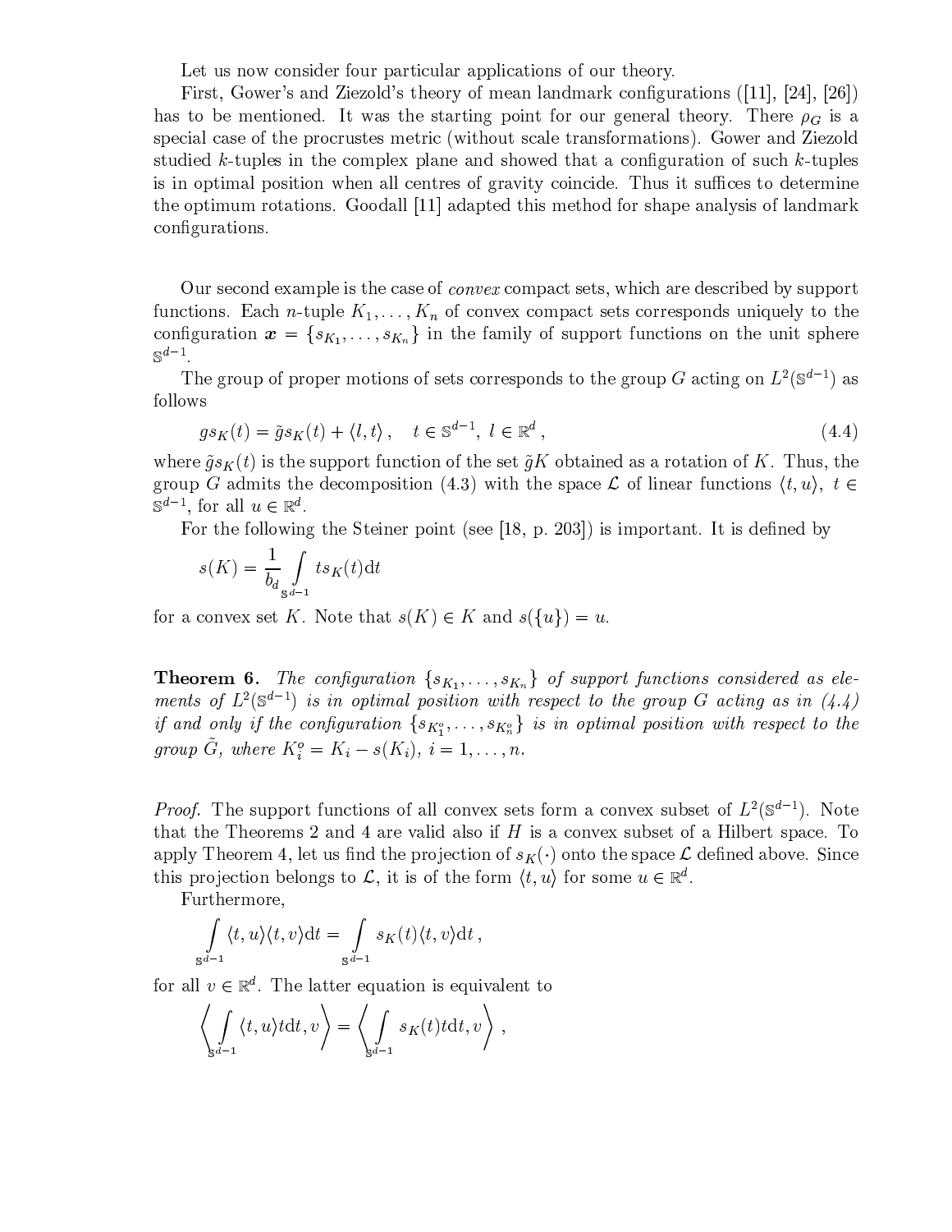Let us now consider four particular applications of our theory.

First, Gower's and Ziezold's theory of mean landmark configurations ([11], [24], [26]) has to be mentioned. It was the starting point for our general theory. There $\rho_G$ is a special case of the procrustes metric (without scale transformations). Gower and Ziezold studied $k$-tuples in the complex plane and showed that a configuration of such $k$-tuples is in optimal position when all centres of gravity coincide. Thus it suffices to determine the optimum rotations. Goodall [11] adapted this method for shape analysis of landmark configurations.

Our second example is the case of *convex* compact sets, which are described by support functions. Each $n$-tuple $K_1, \ldots, K_n$ of convex compact sets corresponds uniquely to the configuration $\boldsymbol{x} = \{s_{K_1}, \ldots, s_{K_n}\}$ in the family of support functions on the unit sphere $\mathbb{S}^{d-1}$.

The group of proper motions of sets corresponds to the group $G$ acting on $L^2(\mathbb{S}^{d-1})$ as follows

$$g s_K(t) = \tilde{g} s_K(t) + \langle l, t \rangle , \quad t \in \mathbb{S}^{d-1},\ l \in \mathbb{R}^d , \tag{4.4}$$

where $\tilde{g} s_K(t)$ is the support function of the set $\tilde{g}K$ obtained as a rotation of $K$. Thus, the group $G$ admits the decomposition (4.3) with the space $\mathcal{L}$ of linear functions $\langle t, u \rangle$, $t \in \mathbb{S}^{d-1}$, for all $u \in \mathbb{R}^d$.

For the following the Steiner point (see [18, p. 203]) is important. It is defined by

$$s(K) = \frac{1}{b_d} \int_{\mathbb{S}^{d-1}} t s_K(t) \mathrm{d}t$$

for a convex set $K$. Note that $s(K) \in K$ and $s(\{u\}) = u$.

**Theorem 6.** *The configuration $\{s_{K_1}, \ldots, s_{K_n}\}$ of support functions considered as elements of $L^2(\mathbb{S}^{d-1})$ is in optimal position with respect to the group $G$ acting as in (4.4) if and only if the configuration $\{s_{K_1^o}, \ldots, s_{K_n^o}\}$ is in optimal position with respect to the group $\tilde{G}$, where $K_i^o = K_i - s(K_i)$, $i = 1, \ldots, n$.*

*Proof.* The support functions of all convex sets form a convex subset of $L^2(\mathbb{S}^{d-1})$. Note that the Theorems 2 and 4 are valid also if $H$ is a convex subset of a Hilbert space. To apply Theorem 4, let us find the projection of $s_K(\cdot)$ onto the space $\mathcal{L}$ defined above. Since this projection belongs to $\mathcal{L}$, it is of the form $\langle t, u \rangle$ for some $u \in \mathbb{R}^d$.

Furthermore,

$$\int_{\mathbb{S}^{d-1}} \langle t, u \rangle \langle t, v \rangle \mathrm{d}t = \int_{\mathbb{S}^{d-1}} s_K(t) \langle t, v \rangle \mathrm{d}t ,$$

for all $v \in \mathbb{R}^d$. The latter equation is equivalent to

$$\left\langle \int_{\mathbb{S}^{d-1}} \langle t, u \rangle t \mathrm{d}t, v \right\rangle = \left\langle \int_{\mathbb{S}^{d-1}} s_K(t) t \mathrm{d}t, v \right\rangle ,$$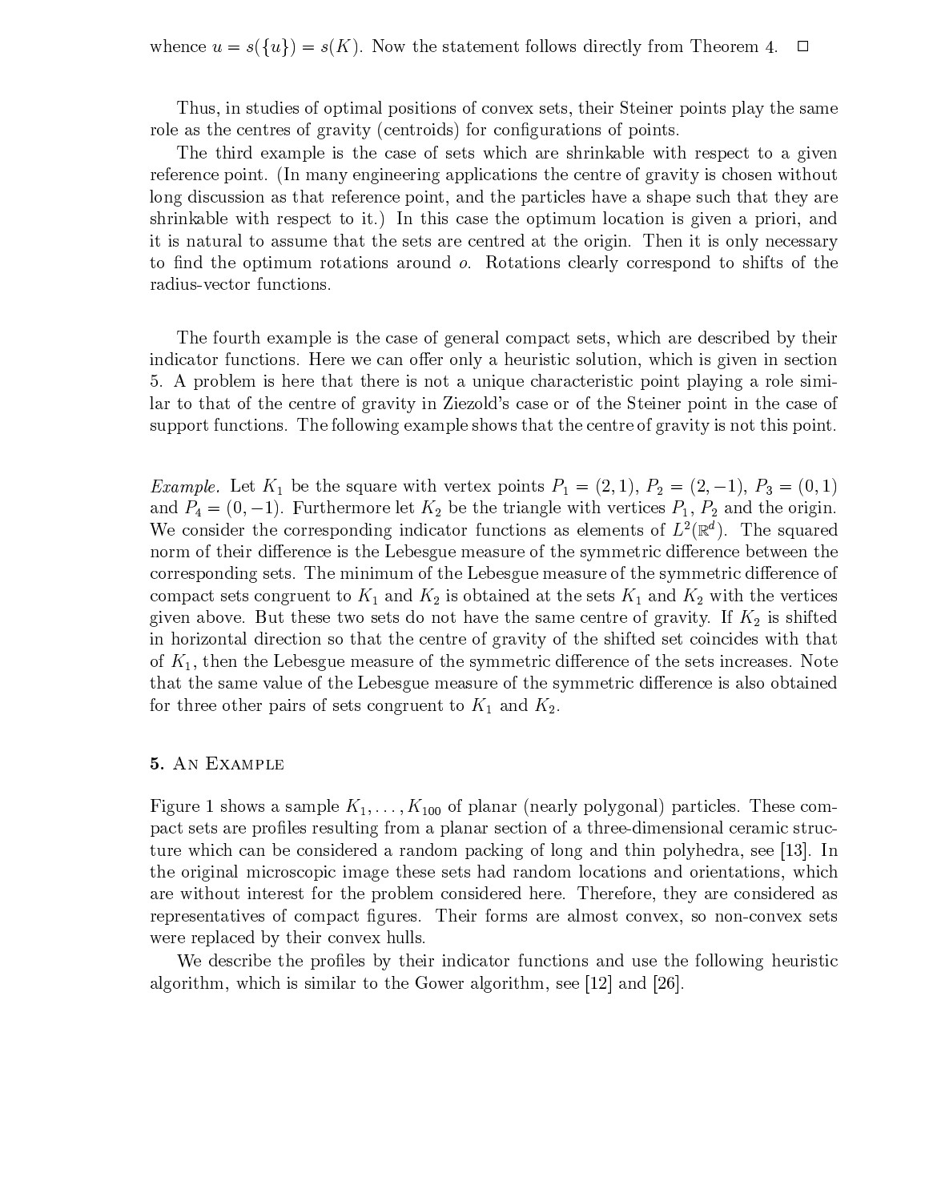whence $u = s(\{u\}) = s(K)$. Now the statement follows directly from Theorem 4. □

Thus, in studies of optimal positions of convex sets, their Steiner points play the same role as the centres of gravity (centroids) for configurations of points.

The third example is the case of sets which are shrinkable with respect to a given reference point. (In many engineering applications the centre of gravity is chosen without long discussion as that reference point, and the particles have a shape such that they are shrinkable with respect to it.) In this case the optimum location is given a priori, and it is natural to assume that the sets are centred at the origin. Then it is only necessary to find the optimum rotations around $o$. Rotations clearly correspond to shifts of the radius-vector functions.

The fourth example is the case of general compact sets, which are described by their indicator functions. Here we can offer only a heuristic solution, which is given in section 5. A problem is here that there is not a unique characteristic point playing a role similar to that of the centre of gravity in Ziezold's case or of the Steiner point in the case of support functions. The following example shows that the centre of gravity is not this point.

*Example.* Let $K_1$ be the square with vertex points $P_1 = (2, 1)$, $P_2 = (2, -1)$, $P_3 = (0, 1)$ and $P_4 = (0, -1)$. Furthermore let $K_2$ be the triangle with vertices $P_1$, $P_2$ and the origin. We consider the corresponding indicator functions as elements of $L^2(\mathbb{R}^d)$. The squared norm of their difference is the Lebesgue measure of the symmetric difference between the corresponding sets. The minimum of the Lebesgue measure of the symmetric difference of compact sets congruent to $K_1$ and $K_2$ is obtained at the sets $K_1$ and $K_2$ with the vertices given above. But these two sets do not have the same centre of gravity. If $K_2$ is shifted in horizontal direction so that the centre of gravity of the shifted set coincides with that of $K_1$, then the Lebesgue measure of the symmetric difference of the sets increases. Note that the same value of the Lebesgue measure of the symmetric difference is also obtained for three other pairs of sets congruent to $K_1$ and $K_2$.

## 5. An Example

Figure 1 shows a sample $K_1, \ldots, K_{100}$ of planar (nearly polygonal) particles. These compact sets are profiles resulting from a planar section of a three-dimensional ceramic structure which can be considered a random packing of long and thin polyhedra, see [13]. In the original microscopic image these sets had random locations and orientations, which are without interest for the problem considered here. Therefore, they are considered as representatives of compact figures. Their forms are almost convex, so non-convex sets were replaced by their convex hulls.

We describe the profiles by their indicator functions and use the following heuristic algorithm, which is similar to the Gower algorithm, see [12] and [26].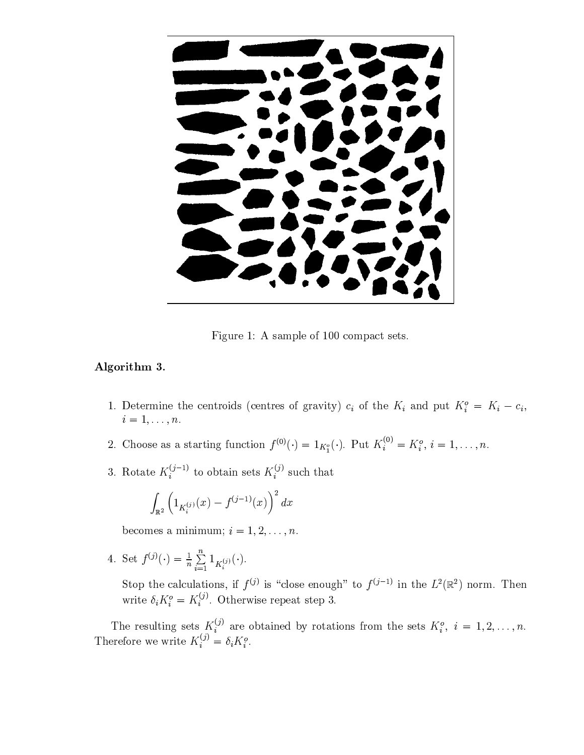Figure 1: A sample of 100 compact sets.

**Algorithm 3.**

1. Determine the centroids (centres of gravity) $c_i$ of the $K_i$ and put $K_i^o = K_i - c_i$, $i = 1, \ldots, n$.

2. Choose as a starting function $f^{(0)}(\cdot) = 1_{K_1^o}(\cdot)$. Put $K_i^{(0)} = K_i^o$, $i = 1, \ldots, n$.

3. Rotate $K_i^{(j-1)}$ to obtain sets $K_i^{(j)}$ such that

$$\int_{\mathbb{R}^2} \left( 1_{K_i^{(j)}}(x) - f^{(j-1)}(x) \right)^2 dx$$

   becomes a minimum; $i = 1, 2, \ldots, n$.

4. Set $f^{(j)}(\cdot) = \frac{1}{n} \sum_{i=1}^{n} 1_{K_i^{(j)}}(\cdot)$.

   Stop the calculations, if $f^{(j)}$ is "close enough" to $f^{(j-1)}$ in the $L^2(\mathbb{R}^2)$ norm. Then write $\delta_i K_i^o = K_i^{(j)}$. Otherwise repeat step 3.

The resulting sets $K_i^{(j)}$ are obtained by rotations from the sets $K_i^o$, $i = 1, 2, \ldots, n$. Therefore we write $K_i^{(j)} = \delta_i K_i^o$.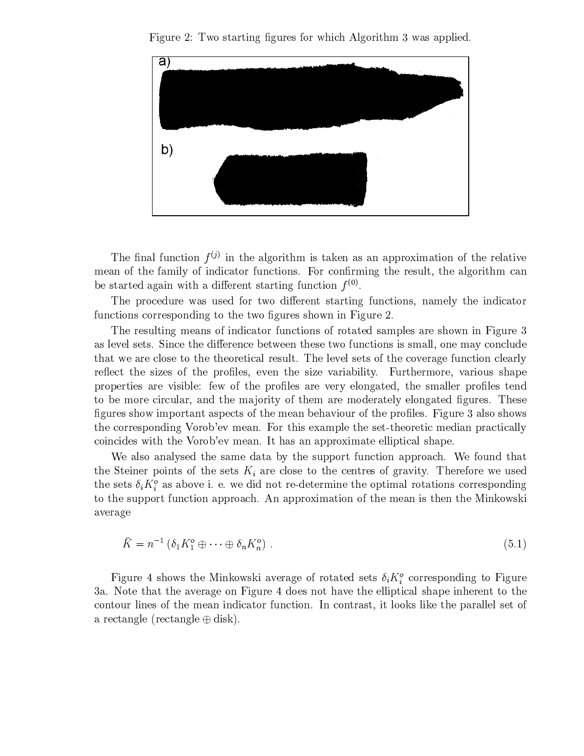Figure 2: Two starting figures for which Algorithm 3 was applied.

The final function $f^{(j)}$ in the algorithm is taken as an approximation of the relative mean of the family of indicator functions. For confirming the result, the algorithm can be started again with a different starting function $f^{(0)}$.

The procedure was used for two different starting functions, namely the indicator functions corresponding to the two figures shown in Figure 2.

The resulting means of indicator functions of rotated samples are shown in Figure 3 as level sets. Since the difference between these two functions is small, one may conclude that we are close to the theoretical result. The level sets of the coverage function clearly reflect the sizes of the profiles, even the size variability. Furthermore, various shape properties are visible: few of the profiles are very elongated, the smaller profiles tend to be more circular, and the majority of them are moderately elongated figures. These figures show important aspects of the mean behaviour of the profiles. Figure 3 also shows the corresponding Vorob'ev mean. For this example the set-theoretic median practically coincides with the Vorob'ev mean. It has an approximate elliptical shape.

We also analysed the same data by the support function approach. We found that the Steiner points of the sets $K_i$ are close to the centres of gravity. Therefore we used the sets $\delta_i K_i^o$ as above i. e. we did not re-determine the optimal rotations corresponding to the support function approach. An approximation of the mean is then the Minkowski average

$$\bar{K} = n^{-1} \left( \delta_1 K_1^o \oplus \cdots \oplus \delta_n K_n^o \right) . \tag{5.1}$$

Figure 4 shows the Minkowski average of rotated sets $\delta_i K_i^o$ corresponding to Figure 3a. Note that the average on Figure 4 does not have the elliptical shape inherent to the contour lines of the mean indicator function. In contrast, it looks like the parallel set of a rectangle (rectangle $\oplus$ disk).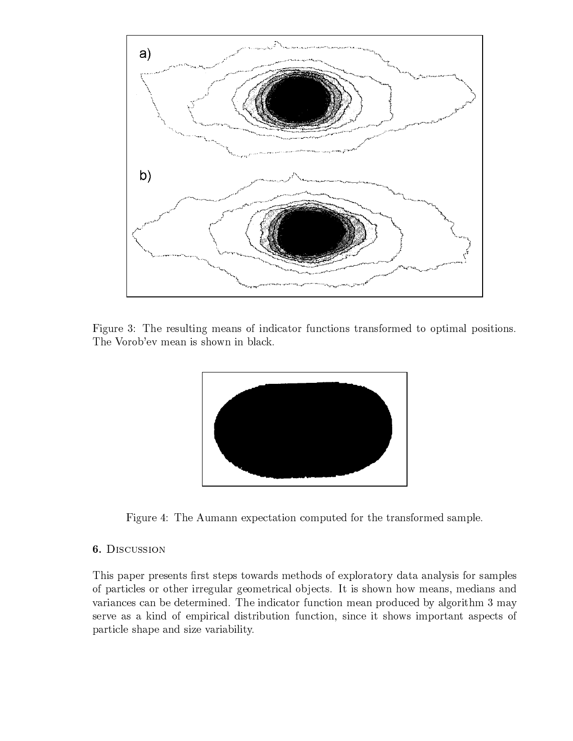Figure 3: The resulting means of indicator functions transformed to optimal positions. The Vorob'ev mean is shown in black.

Figure 4: The Aumann expectation computed for the transformed sample.

**6.** Discussion

This paper presents first steps towards methods of exploratory data analysis for samples of particles or other irregular geometrical objects. It is shown how means, medians and variances can be determined. The indicator function mean produced by algorithm 3 may serve as a kind of empirical distribution function, since it shows important aspects of particle shape and size variability.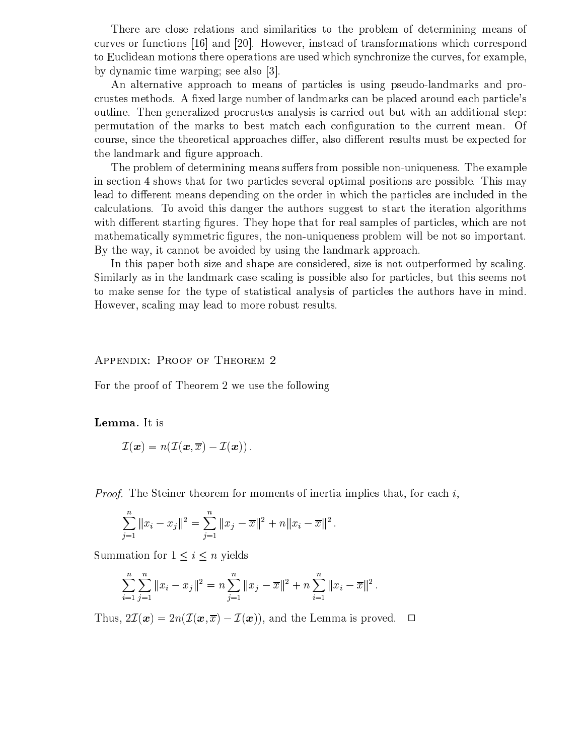There are close relations and similarities to the problem of determining means of curves or functions [16] and [20]. However, instead of transformations which correspond to Euclidean motions there operations are used which synchronize the curves, for example, by dynamic time warping; see also [3].

An alternative approach to means of particles is using pseudo-landmarks and procrustes methods. A fixed large number of landmarks can be placed around each particle's outline. Then generalized procrustes analysis is carried out but with an additional step: permutation of the marks to best match each configuration to the current mean. Of course, since the theoretical approaches differ, also different results must be expected for the landmark and figure approach.

The problem of determining means suffers from possible non-uniqueness. The example in section 4 shows that for two particles several optimal positions are possible. This may lead to different means depending on the order in which the particles are included in the calculations. To avoid this danger the authors suggest to start the iteration algorithms with different starting figures. They hope that for real samples of particles, which are not mathematically symmetric figures, the non-uniqueness problem will be not so important. By the way, it cannot be avoided by using the landmark approach.

In this paper both size and shape are considered, size is not outperformed by scaling. Similarly as in the landmark case scaling is possible also for particles, but this seems not to make sense for the type of statistical analysis of particles the authors have in mind. However, scaling may lead to more robust results.

## Appendix: Proof of Theorem 2

For the proof of Theorem 2 we use the following

**Lemma.** It is

$$\mathcal{I}(\boldsymbol{x}) = n(\mathcal{I}(\boldsymbol{x}, \overline{x}) - \mathcal{I}(\boldsymbol{x}))\,.$$

*Proof.* The Steiner theorem for moments of inertia implies that, for each $i$,

$$\sum_{j=1}^{n} \|x_i - x_j\|^2 = \sum_{j=1}^{n} \|x_j - \overline{x}\|^2 + n\|x_i - \overline{x}\|^2\,.$$

Summation for $1 \leq i \leq n$ yields

$$\sum_{i=1}^{n}\sum_{j=1}^{n} \|x_i - x_j\|^2 = n\sum_{j=1}^{n} \|x_j - \overline{x}\|^2 + n\sum_{i=1}^{n} \|x_i - \overline{x}\|^2\,.$$

Thus, $2\mathcal{I}(\boldsymbol{x}) = 2n(\mathcal{I}(\boldsymbol{x}, \overline{x}) - \mathcal{I}(\boldsymbol{x}))$, and the Lemma is proved. □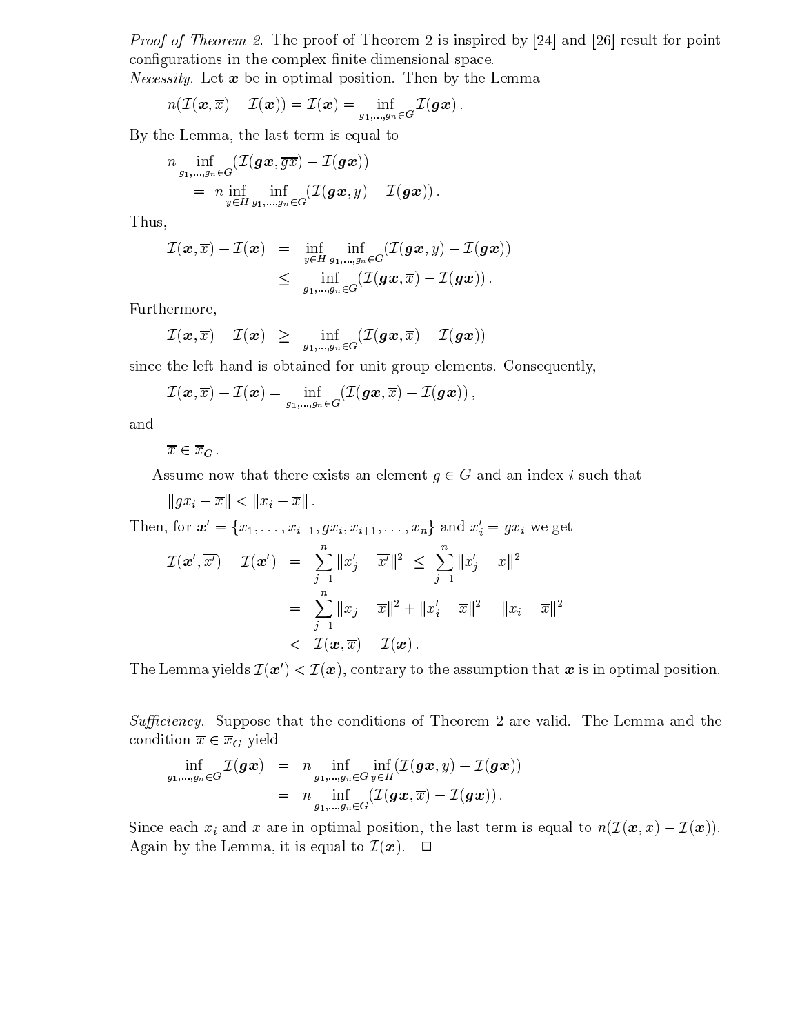*Proof of Theorem 2.* The proof of Theorem 2 is inspired by [24] and [26] result for point configurations in the complex finite-dimensional space.

*Necessity.* Let $\boldsymbol{x}$ be in optimal position. Then by the Lemma

$$n(\mathcal{I}(\boldsymbol{x},\overline{x}) - \mathcal{I}(\boldsymbol{x})) = \mathcal{I}(\boldsymbol{x}) = \inf_{g_1,\ldots,g_n \in G} \mathcal{I}(\boldsymbol{gx}) .$$

By the Lemma, the last term is equal to

$$\begin{aligned} & n \inf_{g_1,\ldots,g_n \in G} (\mathcal{I}(\boldsymbol{gx},\overline{\boldsymbol{gx}}) - \mathcal{I}(\boldsymbol{gx})) \\ & \quad = n \inf_{y\in H} \inf_{g_1,\ldots,g_n \in G} (\mathcal{I}(\boldsymbol{gx}, y) - \mathcal{I}(\boldsymbol{gx})) . \end{aligned}$$

Thus,

$$\begin{aligned} \mathcal{I}(\boldsymbol{x},\overline{x}) - \mathcal{I}(\boldsymbol{x}) &= \inf_{y\in H} \inf_{g_1,\ldots,g_n \in G} (\mathcal{I}(\boldsymbol{gx}, y) - \mathcal{I}(\boldsymbol{gx})) \\ &\leq \inf_{g_1,\ldots,g_n \in G} (\mathcal{I}(\boldsymbol{gx}, \overline{x}) - \mathcal{I}(\boldsymbol{gx})) . \end{aligned}$$

Furthermore,

$$\mathcal{I}(\boldsymbol{x},\overline{x}) - \mathcal{I}(\boldsymbol{x}) \geq \inf_{g_1,\ldots,g_n \in G} (\mathcal{I}(\boldsymbol{gx}, \overline{x}) - \mathcal{I}(\boldsymbol{gx}))$$

since the left hand is obtained for unit group elements. Consequently,

$$\mathcal{I}(\boldsymbol{x},\overline{x}) - \mathcal{I}(\boldsymbol{x}) = \inf_{g_1,\ldots,g_n \in G} (\mathcal{I}(\boldsymbol{gx}, \overline{x}) - \mathcal{I}(\boldsymbol{gx})) ,$$

and

$$\overline{x} \in \overline{x}_G .$$

Assume now that there exists an element $g \in G$ and an index $i$ such that

$$\|gx_i - \overline{x}\| < \|x_i - \overline{x}\| .$$

Then, for $\boldsymbol{x}' = \{x_1, \ldots, x_{i-1}, gx_i, x_{i+1}, \ldots, x_n\}$ and $x_i' = gx_i$ we get

$$\begin{aligned} \mathcal{I}(\boldsymbol{x}', \overline{x'}) - \mathcal{I}(\boldsymbol{x}') &= \sum_{j=1}^{n} \|x_j' - \overline{x'}\|^2 \ \leq \ \sum_{j=1}^{n} \|x_j' - \overline{x}\|^2 \\ &= \sum_{j=1}^{n} \|x_j - \overline{x}\|^2 + \|x_i' - \overline{x}\|^2 - \|x_i - \overline{x}\|^2 \\ &< \mathcal{I}(\boldsymbol{x},\overline{x}) - \mathcal{I}(\boldsymbol{x}) . \end{aligned}$$

The Lemma yields $\mathcal{I}(\boldsymbol{x}') < \mathcal{I}(\boldsymbol{x})$, contrary to the assumption that $\boldsymbol{x}$ is in optimal position.

*Sufficiency.* Suppose that the conditions of Theorem 2 are valid. The Lemma and the condition $\overline{x} \in \overline{x}_G$ yield

$$\begin{aligned} \inf_{g_1,\ldots,g_n \in G} \mathcal{I}(\boldsymbol{gx}) &= n \inf_{g_1,\ldots,g_n \in G} \inf_{y\in H} (\mathcal{I}(\boldsymbol{gx}, y) - \mathcal{I}(\boldsymbol{gx})) \\ &= n \inf_{g_1,\ldots,g_n \in G} (\mathcal{I}(\boldsymbol{gx}, \overline{x}) - \mathcal{I}(\boldsymbol{gx})) . \end{aligned}$$

Since each $x_i$ and $\overline{x}$ are in optimal position, the last term is equal to $n(\mathcal{I}(\boldsymbol{x},\overline{x}) - \mathcal{I}(\boldsymbol{x}))$. Again by the Lemma, it is equal to $\mathcal{I}(\boldsymbol{x})$. $\square$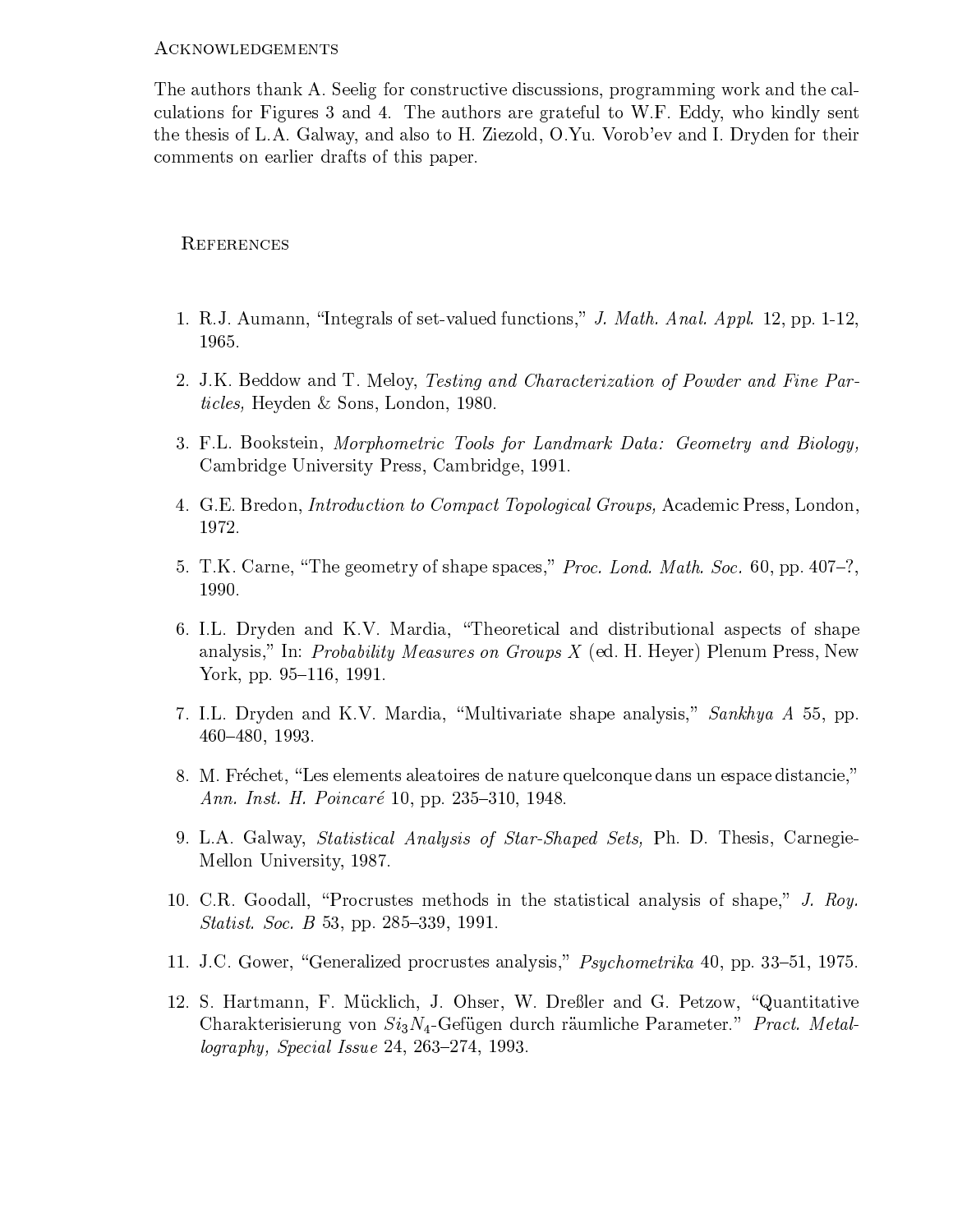## Acknowledgements

The authors thank A. Seelig for constructive discussions, programming work and the calculations for Figures 3 and 4. The authors are grateful to W.F. Eddy, who kindly sent the thesis of L.A. Galway, and also to H. Ziezold, O.Yu. Vorob'ev and I. Dryden for their comments on earlier drafts of this paper.

## References

1. R.J. Aumann, "Integrals of set-valued functions," *J. Math. Anal. Appl.* 12, pp. 1-12, 1965.
2. J.K. Beddow and T. Meloy, *Testing and Characterization of Powder and Fine Particles,* Heyden & Sons, London, 1980.
3. F.L. Bookstein, *Morphometric Tools for Landmark Data: Geometry and Biology,* Cambridge University Press, Cambridge, 1991.
4. G.E. Bredon, *Introduction to Compact Topological Groups,* Academic Press, London, 1972.
5. T.K. Carne, "The geometry of shape spaces," *Proc. Lond. Math. Soc.* 60, pp. 407–?, 1990.
6. I.L. Dryden and K.V. Mardia, "Theoretical and distributional aspects of shape analysis," In: *Probability Measures on Groups X* (ed. H. Heyer) Plenum Press, New York, pp. 95–116, 1991.
7. I.L. Dryden and K.V. Mardia, "Multivariate shape analysis," *Sankhya A* 55, pp. 460–480, 1993.
8. M. Fréchet, "Les elements aleatoires de nature quelconque dans un espace distancie," *Ann. Inst. H. Poincaré* 10, pp. 235–310, 1948.
9. L.A. Galway, *Statistical Analysis of Star-Shaped Sets,* Ph. D. Thesis, Carnegie-Mellon University, 1987.
10. C.R. Goodall, "Procrustes methods in the statistical analysis of shape," *J. Roy. Statist. Soc. B* 53, pp. 285–339, 1991.
11. J.C. Gower, "Generalized procrustes analysis," *Psychometrika* 40, pp. 33–51, 1975.
12. S. Hartmann, F. Mücklich, J. Ohser, W. Dreßler and G. Petzow, "Quantitative Charakterisierung von $Si_3N_4$-Gefügen durch räumliche Parameter." *Pract. Metallography, Special Issue* 24, 263–274, 1993.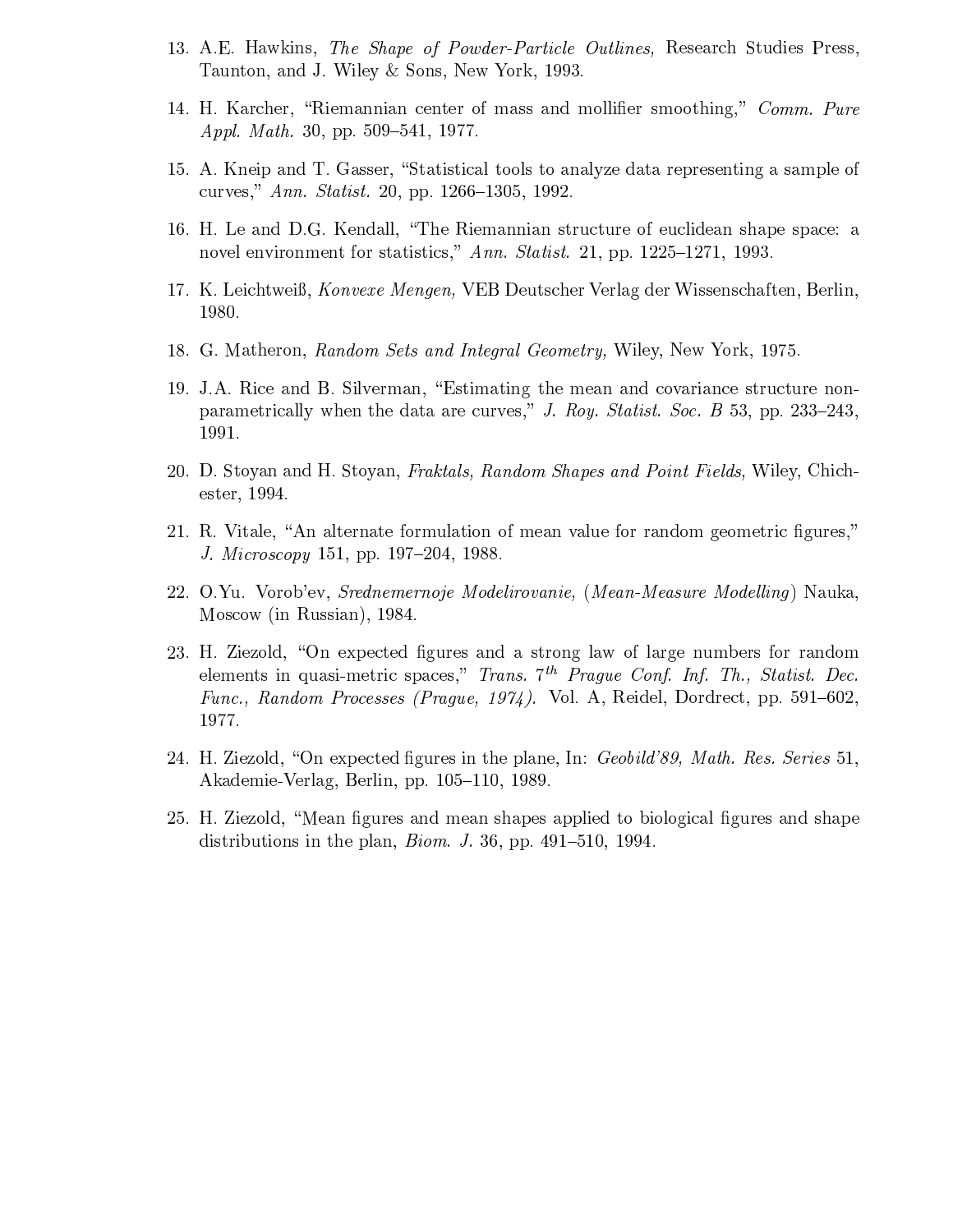13. A.E. Hawkins, *The Shape of Powder-Particle Outlines,* Research Studies Press, Taunton, and J. Wiley & Sons, New York, 1993.

14. H. Karcher, "Riemannian center of mass and mollifier smoothing," *Comm. Pure Appl. Math.* 30, pp. 509–541, 1977.

15. A. Kneip and T. Gasser, "Statistical tools to analyze data representing a sample of curves," *Ann. Statist.* 20, pp. 1266–1305, 1992.

16. H. Le and D.G. Kendall, "The Riemannian structure of euclidean shape space: a novel environment for statistics," *Ann. Statist.* 21, pp. 1225–1271, 1993.

17. K. Leichtweiß, *Konvexe Mengen,* VEB Deutscher Verlag der Wissenschaften, Berlin, 1980.

18. G. Matheron, *Random Sets and Integral Geometry,* Wiley, New York, 1975.

19. J.A. Rice and B. Silverman, "Estimating the mean and covariance structure nonparametrically when the data are curves," *J. Roy. Statist. Soc. B* 53, pp. 233–243, 1991.

20. D. Stoyan and H. Stoyan, *Fraktals, Random Shapes and Point Fields,* Wiley, Chichester, 1994.

21. R. Vitale, "An alternate formulation of mean value for random geometric figures," *J. Microscopy* 151, pp. 197–204, 1988.

22. O.Yu. Vorob'ev, *Srednemernoje Modelirovanie,* (*Mean-Measure Modelling*) Nauka, Moscow (in Russian), 1984.

23. H. Ziezold, "On expected figures and a strong law of large numbers for random elements in quasi-metric spaces," *Trans.* $7^{th}$ *Prague Conf. Inf. Th., Statist. Dec. Func., Random Processes (Prague, 1974).* Vol. A, Reidel, Dordrect, pp. 591–602, 1977.

24. H. Ziezold, "On expected figures in the plane, In: *Geobild'89, Math. Res. Series* 51, Akademie-Verlag, Berlin, pp. 105–110, 1989.

25. H. Ziezold, "Mean figures and mean shapes applied to biological figures and shape distributions in the plan, *Biom. J.* 36, pp. 491–510, 1994.